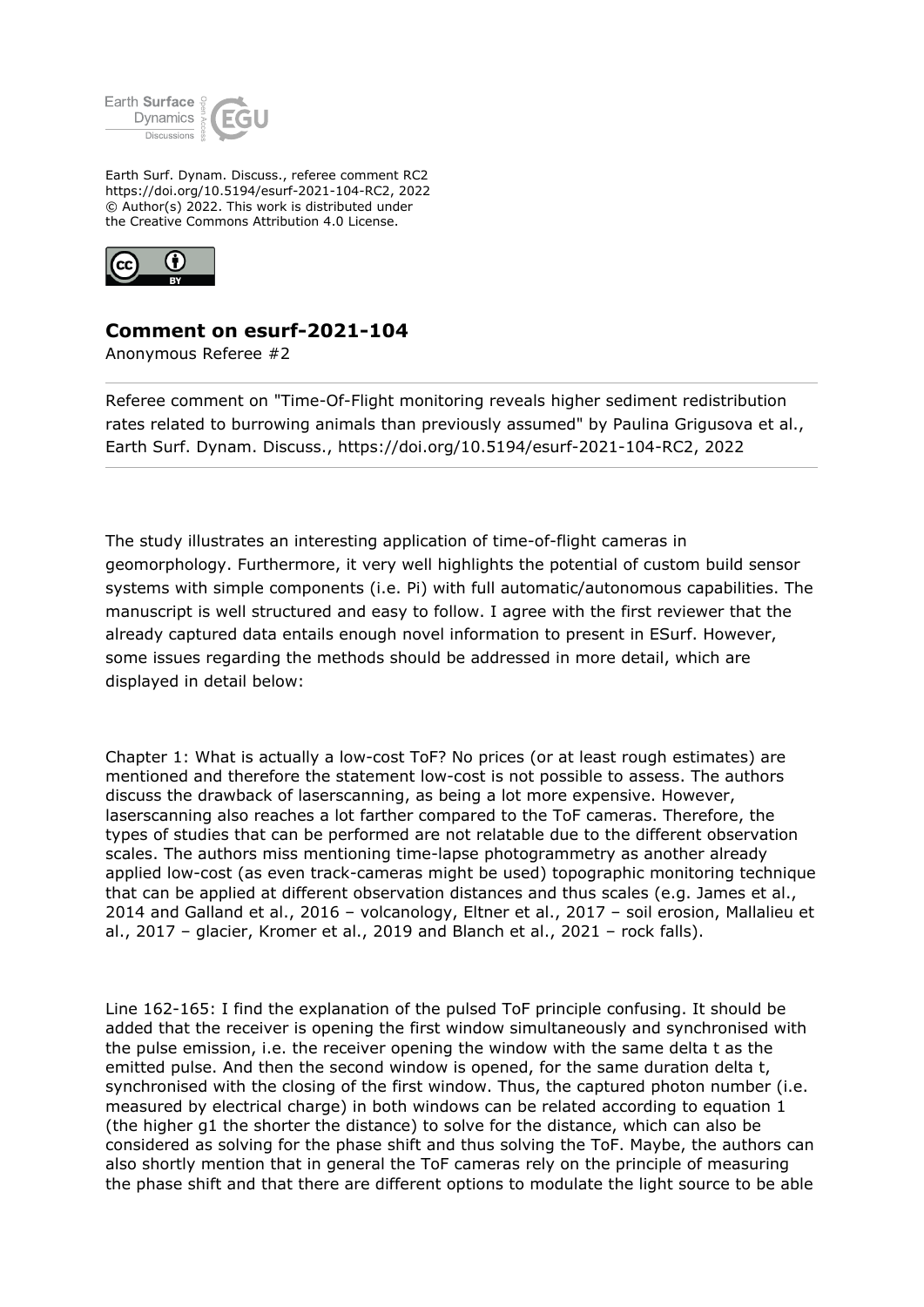Earth Surf. Dynam. Discuss., referee comment RC2
https://doi.org/10.5194/esurf-2021-104-RC2, 2022
© Author(s) 2022. This work is distributed under
the Creative Commons Attribution 4.0 License.

## Comment on esurf-2021-104

Anonymous Referee #2

Referee comment on "Time-Of-Flight monitoring reveals higher sediment redistribution rates related to burrowing animals than previously assumed" by Paulina Grigusova et al., Earth Surf. Dynam. Discuss., https://doi.org/10.5194/esurf-2021-104-RC2, 2022

The study illustrates an interesting application of time-of-flight cameras in geomorphology. Furthermore, it very well highlights the potential of custom build sensor systems with simple components (i.e. Pi) with full automatic/autonomous capabilities. The manuscript is well structured and easy to follow. I agree with the first reviewer that the already captured data entails enough novel information to present in ESurf. However, some issues regarding the methods should be addressed in more detail, which are displayed in detail below:

Chapter 1: What is actually a low-cost ToF? No prices (or at least rough estimates) are mentioned and therefore the statement low-cost is not possible to assess. The authors discuss the drawback of laserscanning, as being a lot more expensive. However, laserscanning also reaches a lot farther compared to the ToF cameras. Therefore, the types of studies that can be performed are not relatable due to the different observation scales. The authors miss mentioning time-lapse photogrammetry as another already applied low-cost (as even track-cameras might be used) topographic monitoring technique that can be applied at different observation distances and thus scales (e.g. James et al., 2014 and Galland et al., 2016 – volcanology, Eltner et al., 2017 – soil erosion, Mallalieu et al., 2017 – glacier, Kromer et al., 2019 and Blanch et al., 2021 – rock falls).

Line 162-165: I find the explanation of the pulsed ToF principle confusing. It should be added that the receiver is opening the first window simultaneously and synchronised with the pulse emission, i.e. the receiver opening the window with the same delta t as the emitted pulse. And then the second window is opened, for the same duration delta t, synchronised with the closing of the first window. Thus, the captured photon number (i.e. measured by electrical charge) in both windows can be related according to equation 1 (the higher g1 the shorter the distance) to solve for the distance, which can also be considered as solving for the phase shift and thus solving the ToF. Maybe, the authors can also shortly mention that in general the ToF cameras rely on the principle of measuring the phase shift and that there are different options to modulate the light source to be able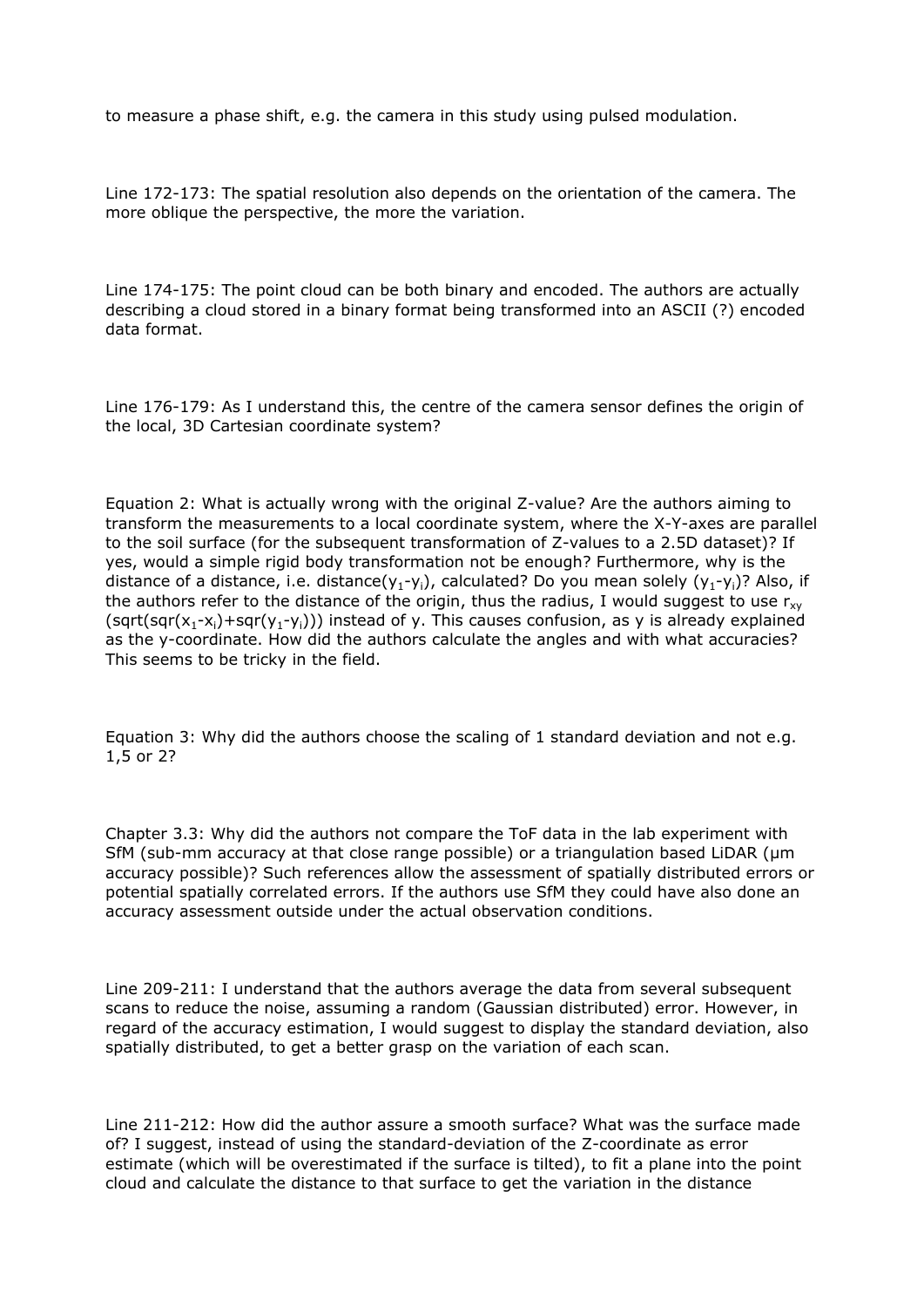to measure a phase shift, e.g. the camera in this study using pulsed modulation.

Line 172-173: The spatial resolution also depends on the orientation of the camera. The more oblique the perspective, the more the variation.

Line 174-175: The point cloud can be both binary and encoded. The authors are actually describing a cloud stored in a binary format being transformed into an ASCII (?) encoded data format.

Line 176-179: As I understand this, the centre of the camera sensor defines the origin of the local, 3D Cartesian coordinate system?

Equation 2: What is actually wrong with the original Z-value? Are the authors aiming to transform the measurements to a local coordinate system, where the X-Y-axes are parallel to the soil surface (for the subsequent transformation of Z-values to a 2.5D dataset)? If yes, would a simple rigid body transformation not be enough? Furthermore, why is the distance of a distance, i.e. distance($y_1$-$y_i$), calculated? Do you mean solely ($y_1$-$y_i$)? Also, if the authors refer to the distance of the origin, thus the radius, I would suggest to use $r_{xy}$ (sqrt(sqr($x_1$-$x_i$)+sqr($y_1$-$y_i$))) instead of y. This causes confusion, as y is already explained as the y-coordinate. How did the authors calculate the angles and with what accuracies? This seems to be tricky in the field.

Equation 3: Why did the authors choose the scaling of 1 standard deviation and not e.g. 1,5 or 2?

Chapter 3.3: Why did the authors not compare the ToF data in the lab experiment with SfM (sub-mm accuracy at that close range possible) or a triangulation based LiDAR (µm accuracy possible)? Such references allow the assessment of spatially distributed errors or potential spatially correlated errors. If the authors use SfM they could have also done an accuracy assessment outside under the actual observation conditions.

Line 209-211: I understand that the authors average the data from several subsequent scans to reduce the noise, assuming a random (Gaussian distributed) error. However, in regard of the accuracy estimation, I would suggest to display the standard deviation, also spatially distributed, to get a better grasp on the variation of each scan.

Line 211-212: How did the author assure a smooth surface? What was the surface made of? I suggest, instead of using the standard-deviation of the Z-coordinate as error estimate (which will be overestimated if the surface is tilted), to fit a plane into the point cloud and calculate the distance to that surface to get the variation in the distance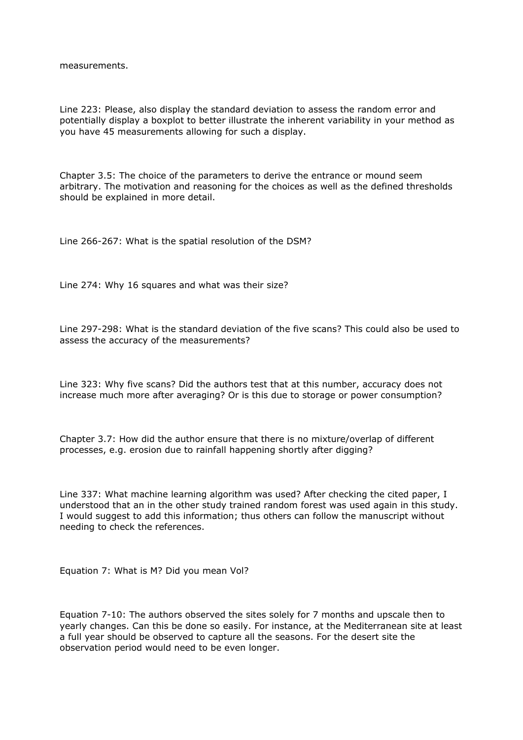measurements.

Line 223: Please, also display the standard deviation to assess the random error and potentially display a boxplot to better illustrate the inherent variability in your method as you have 45 measurements allowing for such a display.

Chapter 3.5: The choice of the parameters to derive the entrance or mound seem arbitrary. The motivation and reasoning for the choices as well as the defined thresholds should be explained in more detail.

Line 266-267: What is the spatial resolution of the DSM?

Line 274: Why 16 squares and what was their size?

Line 297-298: What is the standard deviation of the five scans? This could also be used to assess the accuracy of the measurements?

Line 323: Why five scans? Did the authors test that at this number, accuracy does not increase much more after averaging? Or is this due to storage or power consumption?

Chapter 3.7: How did the author ensure that there is no mixture/overlap of different processes, e.g. erosion due to rainfall happening shortly after digging?

Line 337: What machine learning algorithm was used? After checking the cited paper, I understood that an in the other study trained random forest was used again in this study. I would suggest to add this information; thus others can follow the manuscript without needing to check the references.

Equation 7: What is M? Did you mean Vol?

Equation 7-10: The authors observed the sites solely for 7 months and upscale then to yearly changes. Can this be done so easily. For instance, at the Mediterranean site at least a full year should be observed to capture all the seasons. For the desert site the observation period would need to be even longer.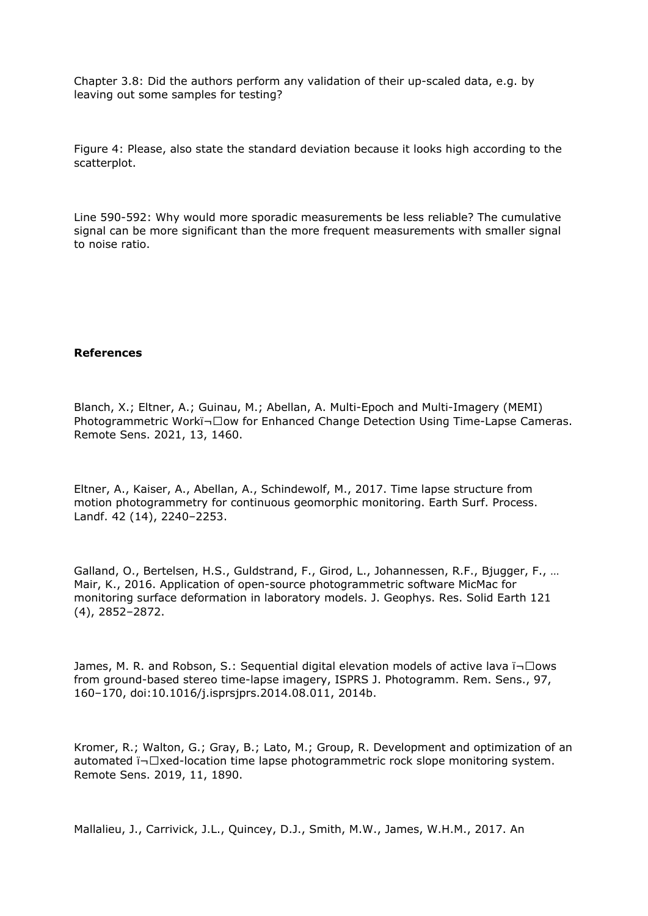Chapter 3.8: Did the authors perform any validation of their up-scaled data, e.g. by leaving out some samples for testing?

Figure 4: Please, also state the standard deviation because it looks high according to the scatterplot.

Line 590-592: Why would more sporadic measurements be less reliable? The cumulative signal can be more significant than the more frequent measurements with smaller signal to noise ratio.

**References**

Blanch, X.; Eltner, A.; Guinau, M.; Abellan, A. Multi-Epoch and Multi-Imagery (MEMI) Photogrammetric Workï¬□ow for Enhanced Change Detection Using Time-Lapse Cameras. Remote Sens. 2021, 13, 1460.

Eltner, A., Kaiser, A., Abellan, A., Schindewolf, M., 2017. Time lapse structure from motion photogrammetry for continuous geomorphic monitoring. Earth Surf. Process. Landf. 42 (14), 2240–2253.

Galland, O., Bertelsen, H.S., Guldstrand, F., Girod, L., Johannessen, R.F., Bjugger, F., … Mair, K., 2016. Application of open-source photogrammetric software MicMac for monitoring surface deformation in laboratory models. J. Geophys. Res. Solid Earth 121 (4), 2852–2872.

James, M. R. and Robson, S.: Sequential digital elevation models of active lava ï¬□ows from ground-based stereo time-lapse imagery, ISPRS J. Photogramm. Rem. Sens., 97, 160–170, doi:10.1016/j.isprsjprs.2014.08.011, 2014b.

Kromer, R.; Walton, G.; Gray, B.; Lato, M.; Group, R. Development and optimization of an automated ï¬□xed-location time lapse photogrammetric rock slope monitoring system. Remote Sens. 2019, 11, 1890.

Mallalieu, J., Carrivick, J.L., Quincey, D.J., Smith, M.W., James, W.H.M., 2017. An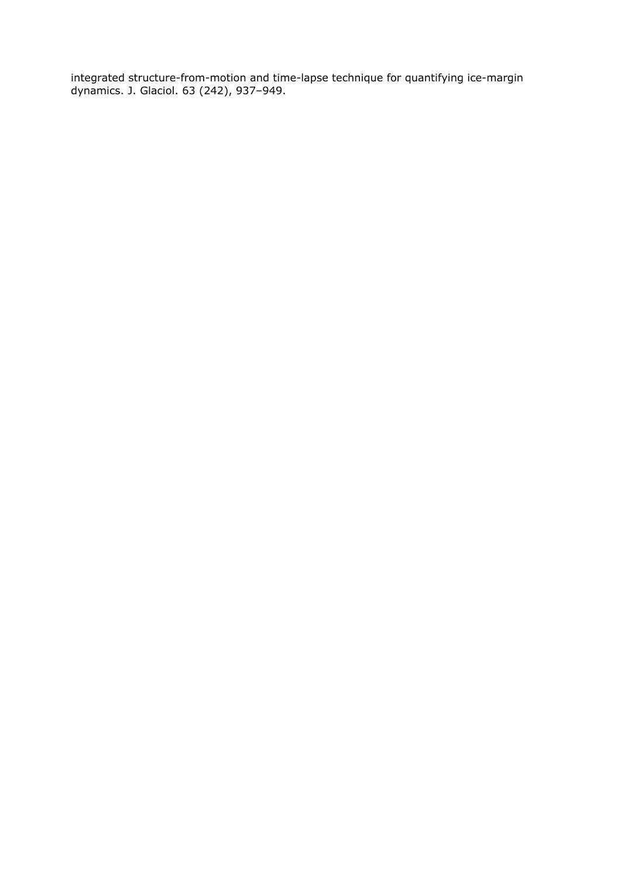integrated structure-from-motion and time-lapse technique for quantifying ice-margin dynamics. J. Glaciol. 63 (242), 937–949.